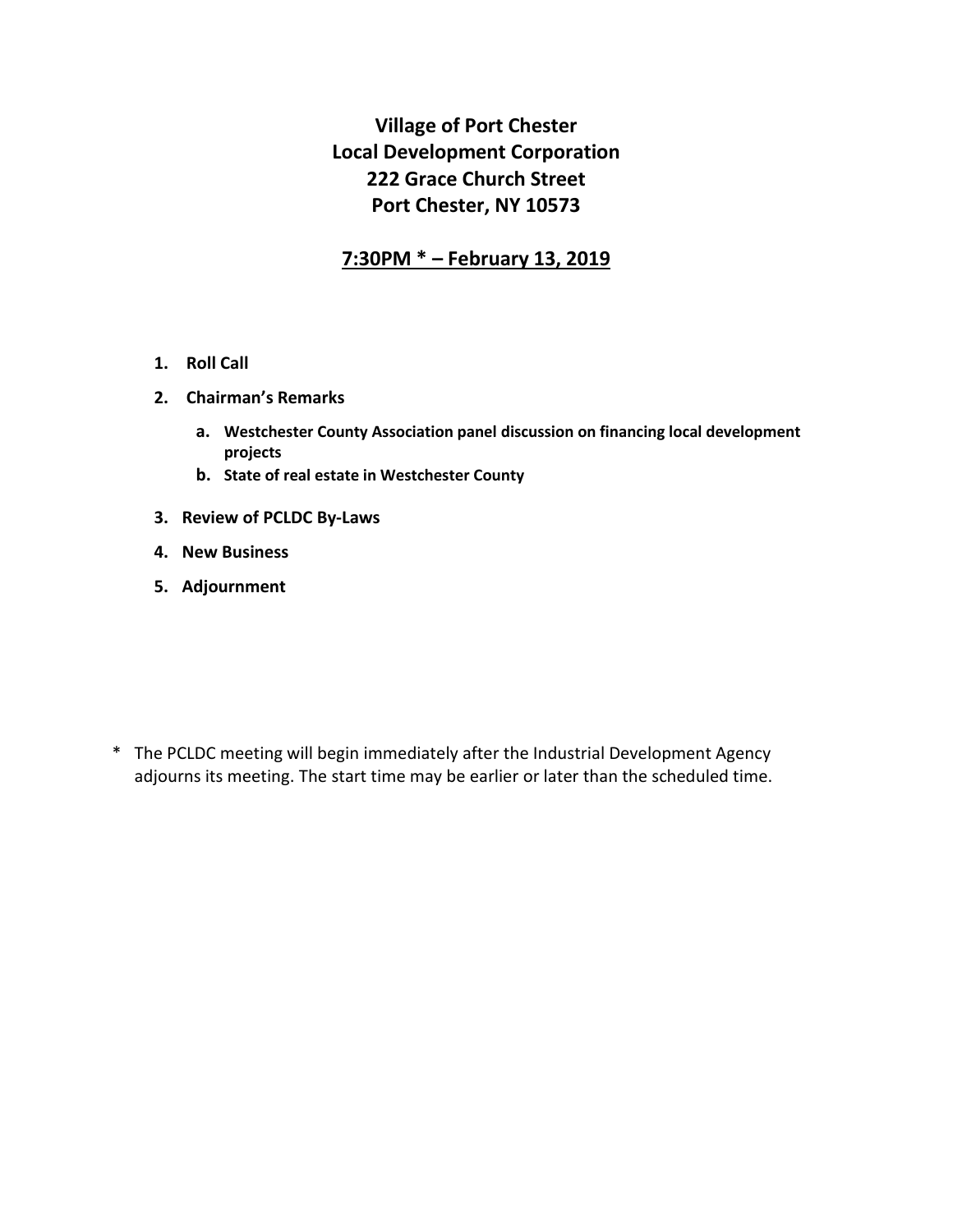# Village of Port Chester
# Local Development Corporation
# 222 Grace Church Street
# Port Chester, NY 10573

## 7:30PM * – February 13, 2019

1. **Roll Call**
2. **Chairman's Remarks**
   a. **Westchester County Association panel discussion on financing local development projects**
   b. **State of real estate in Westchester County**
3. **Review of PCLDC By-Laws**
4. **New Business**
5. **Adjournment**

\* The PCLDC meeting will begin immediately after the Industrial Development Agency adjourns its meeting. The start time may be earlier or later than the scheduled time.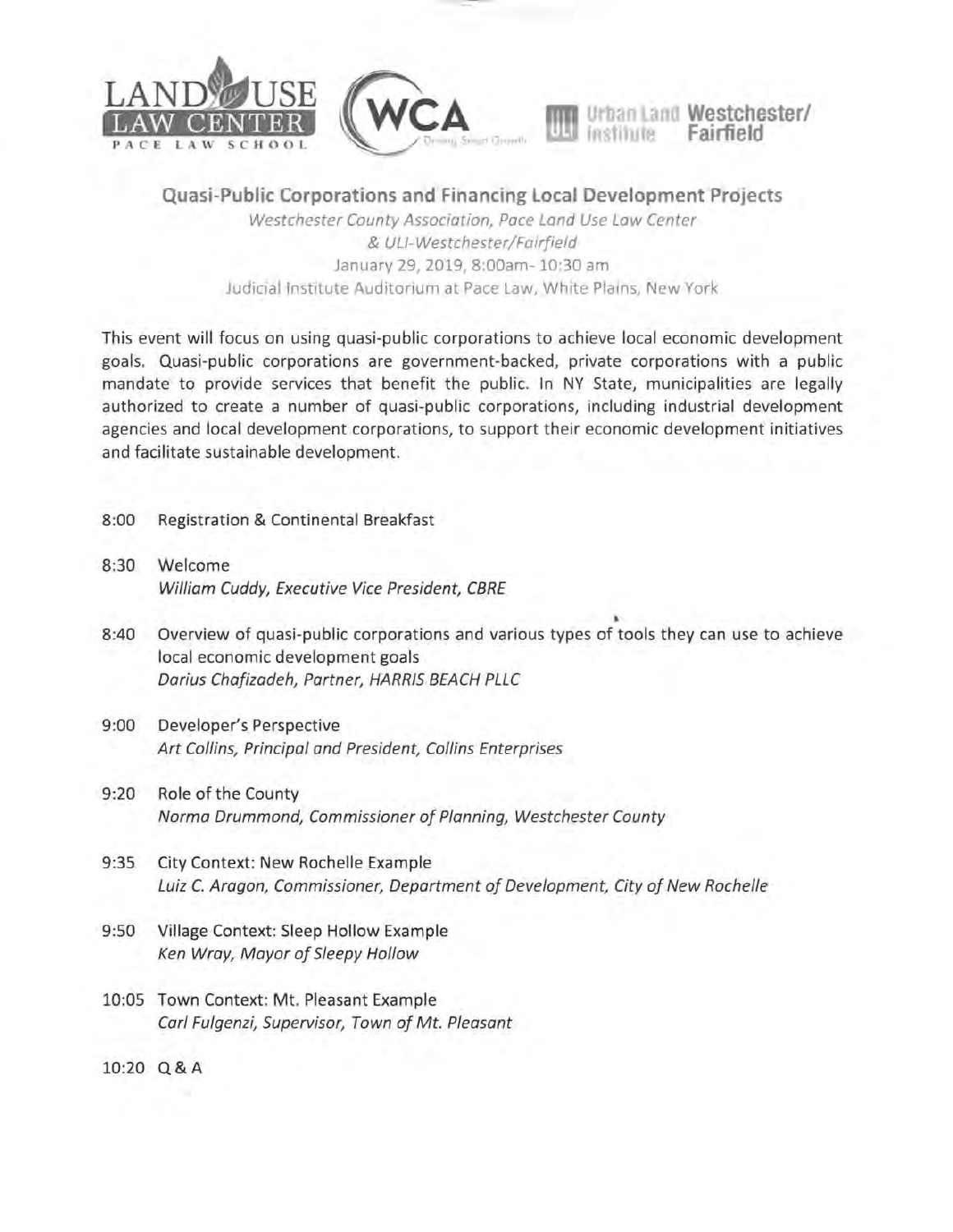LAND USE LAW CENTER
PACE LAW SCHOOL

WCA

Urban Land Institute Westchester/Fairfield

## Quasi-Public Corporations and Financing Local Development Projects

*Westchester County Association, Pace Land Use Law Center*
*& ULI-Westchester/Fairfield*
January 29, 2019, 8:00am- 10:30 am
Judicial Institute Auditorium at Pace Law, White Plains, New York

This event will focus on using quasi-public corporations to achieve local economic development goals. Quasi-public corporations are government-backed, private corporations with a public mandate to provide services that benefit the public. In NY State, municipalities are legally authorized to create a number of quasi-public corporations, including industrial development agencies and local development corporations, to support their economic development initiatives and facilitate sustainable development.

8:00 Registration & Continental Breakfast

8:30 Welcome
*William Cuddy, Executive Vice President, CBRE*

8:40 Overview of quasi-public corporations and various types of tools they can use to achieve local economic development goals
*Darius Chafizadeh, Partner, HARRIS BEACH PLLC*

9:00 Developer's Perspective
*Art Collins, Principal and President, Collins Enterprises*

9:20 Role of the County
*Norma Drummond, Commissioner of Planning, Westchester County*

9:35 City Context: New Rochelle Example
*Luiz C. Aragon, Commissioner, Department of Development, City of New Rochelle*

9:50 Village Context: Sleep Hollow Example
*Ken Wray, Mayor of Sleepy Hollow*

10:05 Town Context: Mt. Pleasant Example
*Carl Fulgenzi, Supervisor, Town of Mt. Pleasant*

10:20 Q & A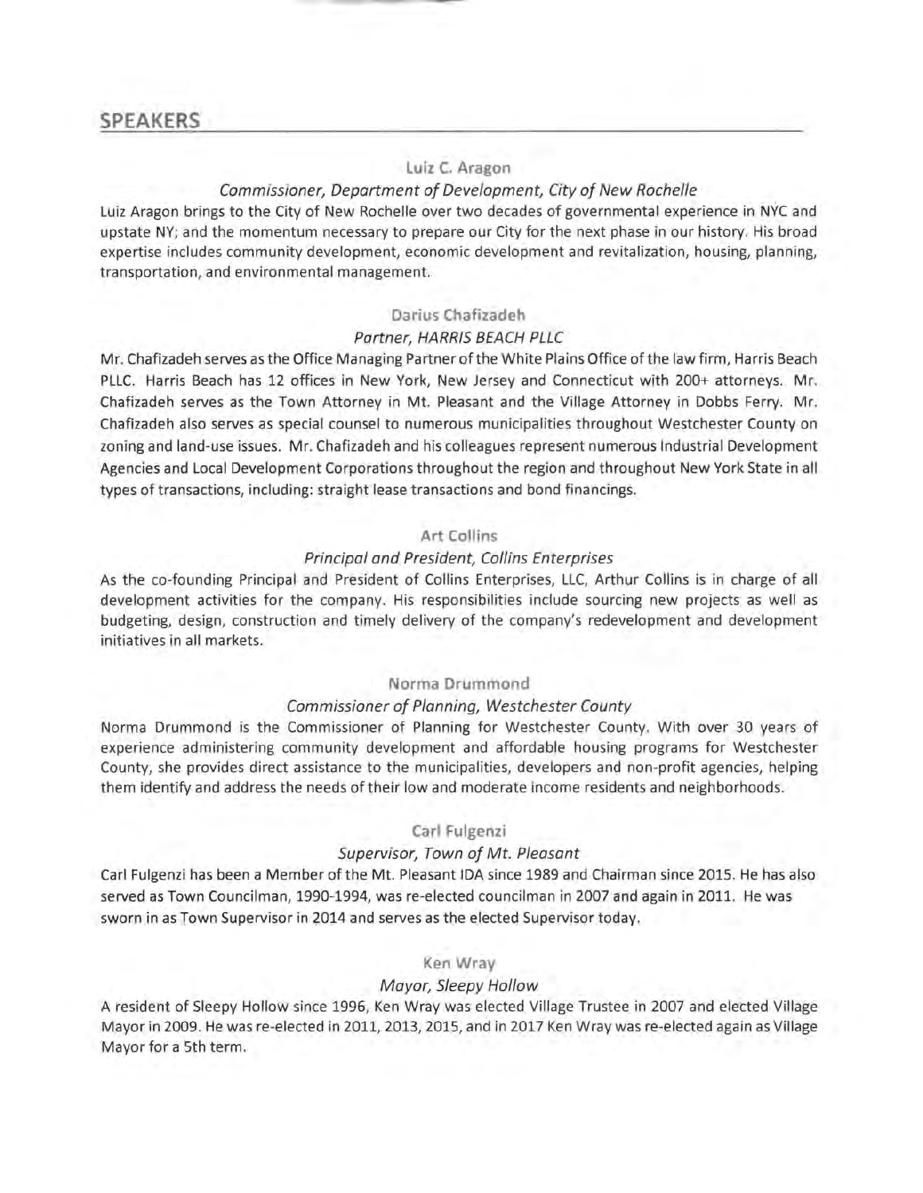## SPEAKERS

### Luiz C. Aragon

*Commissioner, Department of Development, City of New Rochelle*

Luiz Aragon brings to the City of New Rochelle over two decades of governmental experience in NYC and upstate NY; and the momentum necessary to prepare our City for the next phase in our history. His broad expertise includes community development, economic development and revitalization, housing, planning, transportation, and environmental management.

### Darius Chafizadeh

*Partner, HARRIS BEACH PLLC*

Mr. Chafizadeh serves as the Office Managing Partner of the White Plains Office of the law firm, Harris Beach PLLC. Harris Beach has 12 offices in New York, New Jersey and Connecticut with 200+ attorneys. Mr. Chafizadeh serves as the Town Attorney in Mt. Pleasant and the Village Attorney in Dobbs Ferry. Mr. Chafizadeh also serves as special counsel to numerous municipalities throughout Westchester County on zoning and land-use issues. Mr. Chafizadeh and his colleagues represent numerous Industrial Development Agencies and Local Development Corporations throughout the region and throughout New York State in all types of transactions, including: straight lease transactions and bond financings.

### Art Collins

*Principal and President, Collins Enterprises*

As the co-founding Principal and President of Collins Enterprises, LLC, Arthur Collins is in charge of all development activities for the company. His responsibilities include sourcing new projects as well as budgeting, design, construction and timely delivery of the company's redevelopment and development initiatives in all markets.

### Norma Drummond

*Commissioner of Planning, Westchester County*

Norma Drummond is the Commissioner of Planning for Westchester County. With over 30 years of experience administering community development and affordable housing programs for Westchester County, she provides direct assistance to the municipalities, developers and non-profit agencies, helping them identify and address the needs of their low and moderate income residents and neighborhoods.

### Carl Fulgenzi

*Supervisor, Town of Mt. Pleasant*

Carl Fulgenzi has been a Member of the Mt. Pleasant IDA since 1989 and Chairman since 2015. He has also served as Town Councilman, 1990-1994, was re-elected councilman in 2007 and again in 2011. He was sworn in as Town Supervisor in 2014 and serves as the elected Supervisor today.

### Ken Wray

*Mayor, Sleepy Hollow*

A resident of Sleepy Hollow since 1996, Ken Wray was elected Village Trustee in 2007 and elected Village Mayor in 2009. He was re-elected in 2011, 2013, 2015, and in 2017 Ken Wray was re-elected again as Village Mayor for a 5th term.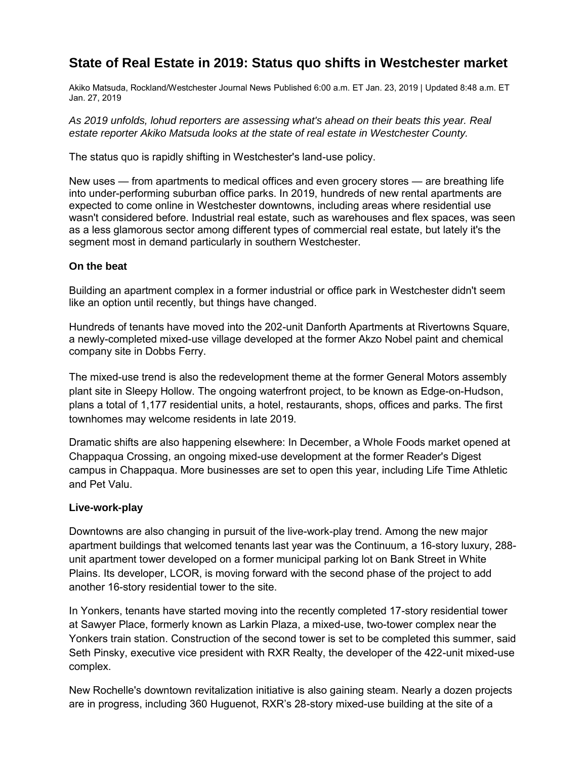# State of Real Estate in 2019: Status quo shifts in Westchester market

Akiko Matsuda, Rockland/Westchester Journal News Published 6:00 a.m. ET Jan. 23, 2019 | Updated 8:48 a.m. ET Jan. 27, 2019

*As 2019 unfolds, lohud reporters are assessing what's ahead on their beats this year. Real estate reporter Akiko Matsuda looks at the state of real estate in Westchester County.*

The status quo is rapidly shifting in Westchester's land-use policy.

New uses — from apartments to medical offices and even grocery stores — are breathing life into under-performing suburban office parks. In 2019, hundreds of new rental apartments are expected to come online in Westchester downtowns, including areas where residential use wasn't considered before. Industrial real estate, such as warehouses and flex spaces, was seen as a less glamorous sector among different types of commercial real estate, but lately it's the segment most in demand particularly in southern Westchester.

**On the beat**

Building an apartment complex in a former industrial or office park in Westchester didn't seem like an option until recently, but things have changed.

Hundreds of tenants have moved into the 202-unit Danforth Apartments at Rivertowns Square, a newly-completed mixed-use village developed at the former Akzo Nobel paint and chemical company site in Dobbs Ferry.

The mixed-use trend is also the redevelopment theme at the former General Motors assembly plant site in Sleepy Hollow. The ongoing waterfront project, to be known as Edge-on-Hudson, plans a total of 1,177 residential units, a hotel, restaurants, shops, offices and parks. The first townhomes may welcome residents in late 2019.

Dramatic shifts are also happening elsewhere: In December, a Whole Foods market opened at Chappaqua Crossing, an ongoing mixed-use development at the former Reader's Digest campus in Chappaqua. More businesses are set to open this year, including Life Time Athletic and Pet Valu.

**Live-work-play**

Downtowns are also changing in pursuit of the live-work-play trend. Among the new major apartment buildings that welcomed tenants last year was the Continuum, a 16-story luxury, 288-unit apartment tower developed on a former municipal parking lot on Bank Street in White Plains. Its developer, LCOR, is moving forward with the second phase of the project to add another 16-story residential tower to the site.

In Yonkers, tenants have started moving into the recently completed 17-story residential tower at Sawyer Place, formerly known as Larkin Plaza, a mixed-use, two-tower complex near the Yonkers train station. Construction of the second tower is set to be completed this summer, said Seth Pinsky, executive vice president with RXR Realty, the developer of the 422-unit mixed-use complex.

New Rochelle's downtown revitalization initiative is also gaining steam. Nearly a dozen projects are in progress, including 360 Huguenot, RXR's 28-story mixed-use building at the site of a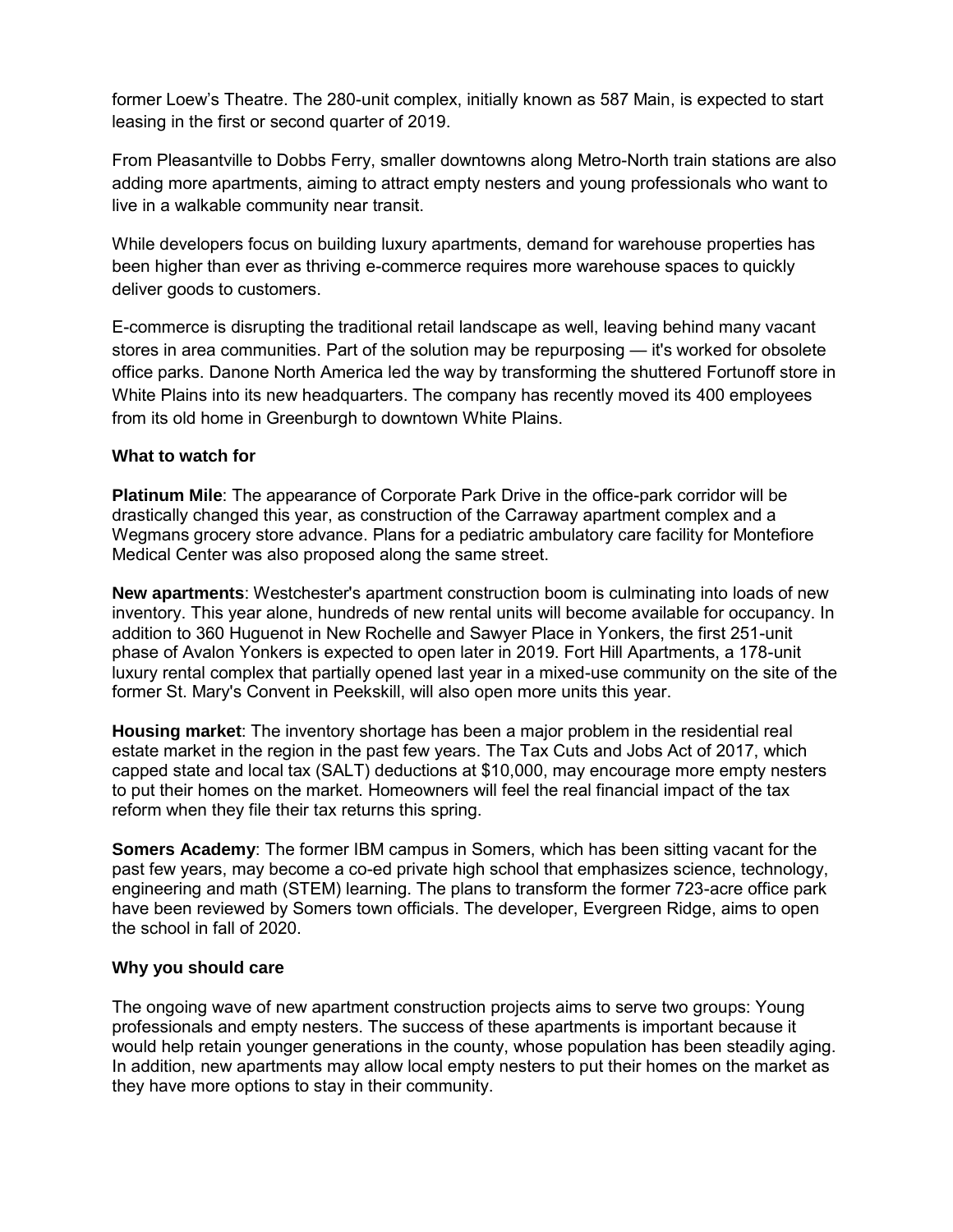former Loew's Theatre. The 280-unit complex, initially known as 587 Main, is expected to start leasing in the first or second quarter of 2019.

From Pleasantville to Dobbs Ferry, smaller downtowns along Metro-North train stations are also adding more apartments, aiming to attract empty nesters and young professionals who want to live in a walkable community near transit.

While developers focus on building luxury apartments, demand for warehouse properties has been higher than ever as thriving e-commerce requires more warehouse spaces to quickly deliver goods to customers.

E-commerce is disrupting the traditional retail landscape as well, leaving behind many vacant stores in area communities. Part of the solution may be repurposing — it's worked for obsolete office parks. Danone North America led the way by transforming the shuttered Fortunoff store in White Plains into its new headquarters. The company has recently moved its 400 employees from its old home in Greenburgh to downtown White Plains.

**What to watch for**

**Platinum Mile**: The appearance of Corporate Park Drive in the office-park corridor will be drastically changed this year, as construction of the Carraway apartment complex and a Wegmans grocery store advance. Plans for a pediatric ambulatory care facility for Montefiore Medical Center was also proposed along the same street.

**New apartments**: Westchester's apartment construction boom is culminating into loads of new inventory. This year alone, hundreds of new rental units will become available for occupancy. In addition to 360 Huguenot in New Rochelle and Sawyer Place in Yonkers, the first 251-unit phase of Avalon Yonkers is expected to open later in 2019. Fort Hill Apartments, a 178-unit luxury rental complex that partially opened last year in a mixed-use community on the site of the former St. Mary's Convent in Peekskill, will also open more units this year.

**Housing market**: The inventory shortage has been a major problem in the residential real estate market in the region in the past few years. The Tax Cuts and Jobs Act of 2017, which capped state and local tax (SALT) deductions at $10,000, may encourage more empty nesters to put their homes on the market. Homeowners will feel the real financial impact of the tax reform when they file their tax returns this spring.

**Somers Academy**: The former IBM campus in Somers, which has been sitting vacant for the past few years, may become a co-ed private high school that emphasizes science, technology, engineering and math (STEM) learning. The plans to transform the former 723-acre office park have been reviewed by Somers town officials. The developer, Evergreen Ridge, aims to open the school in fall of 2020.

**Why you should care**

The ongoing wave of new apartment construction projects aims to serve two groups: Young professionals and empty nesters. The success of these apartments is important because it would help retain younger generations in the county, whose population has been steadily aging. In addition, new apartments may allow local empty nesters to put their homes on the market as they have more options to stay in their community.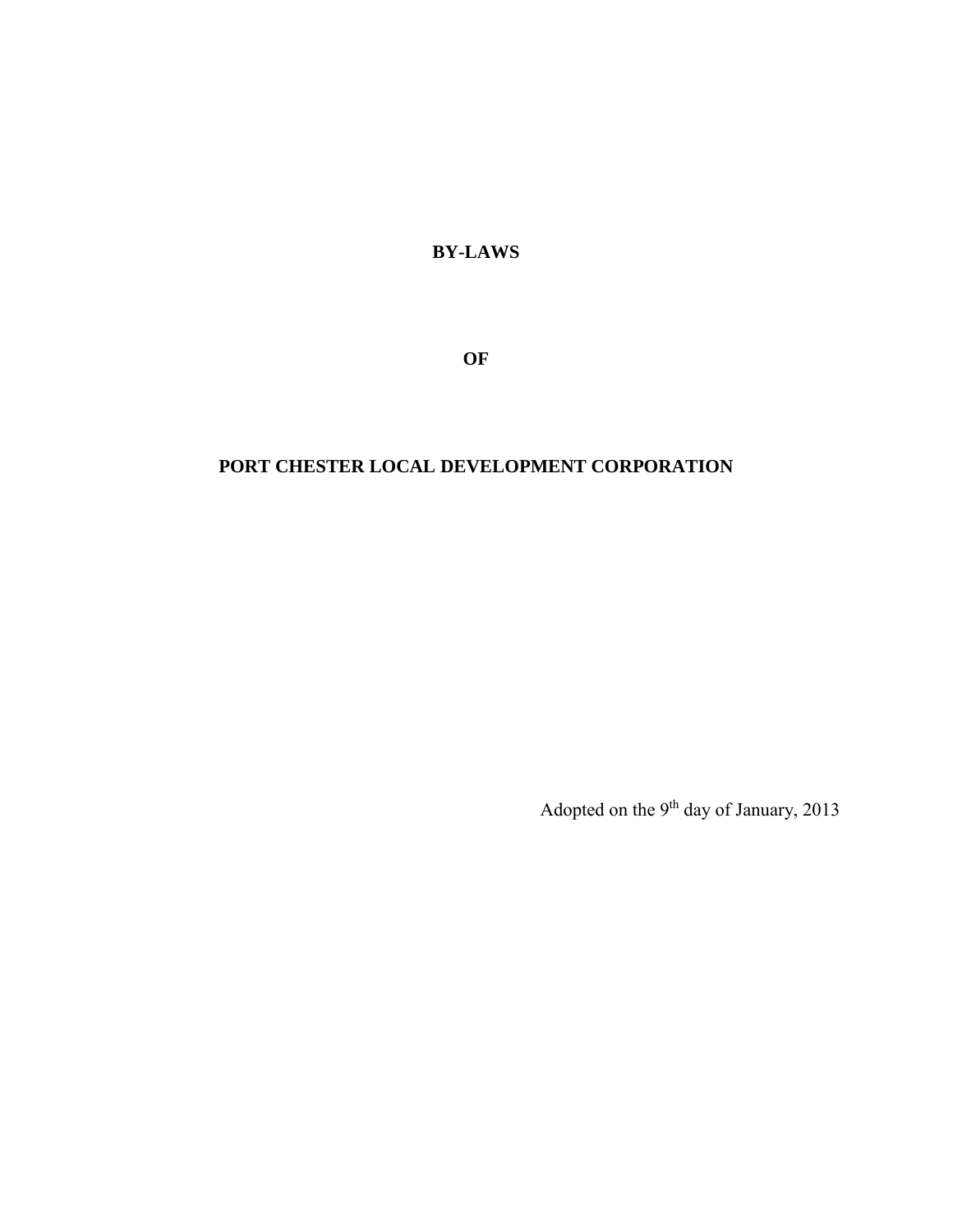# BY-LAWS

# OF

# PORT CHESTER LOCAL DEVELOPMENT CORPORATION

Adopted on the 9th day of January, 2013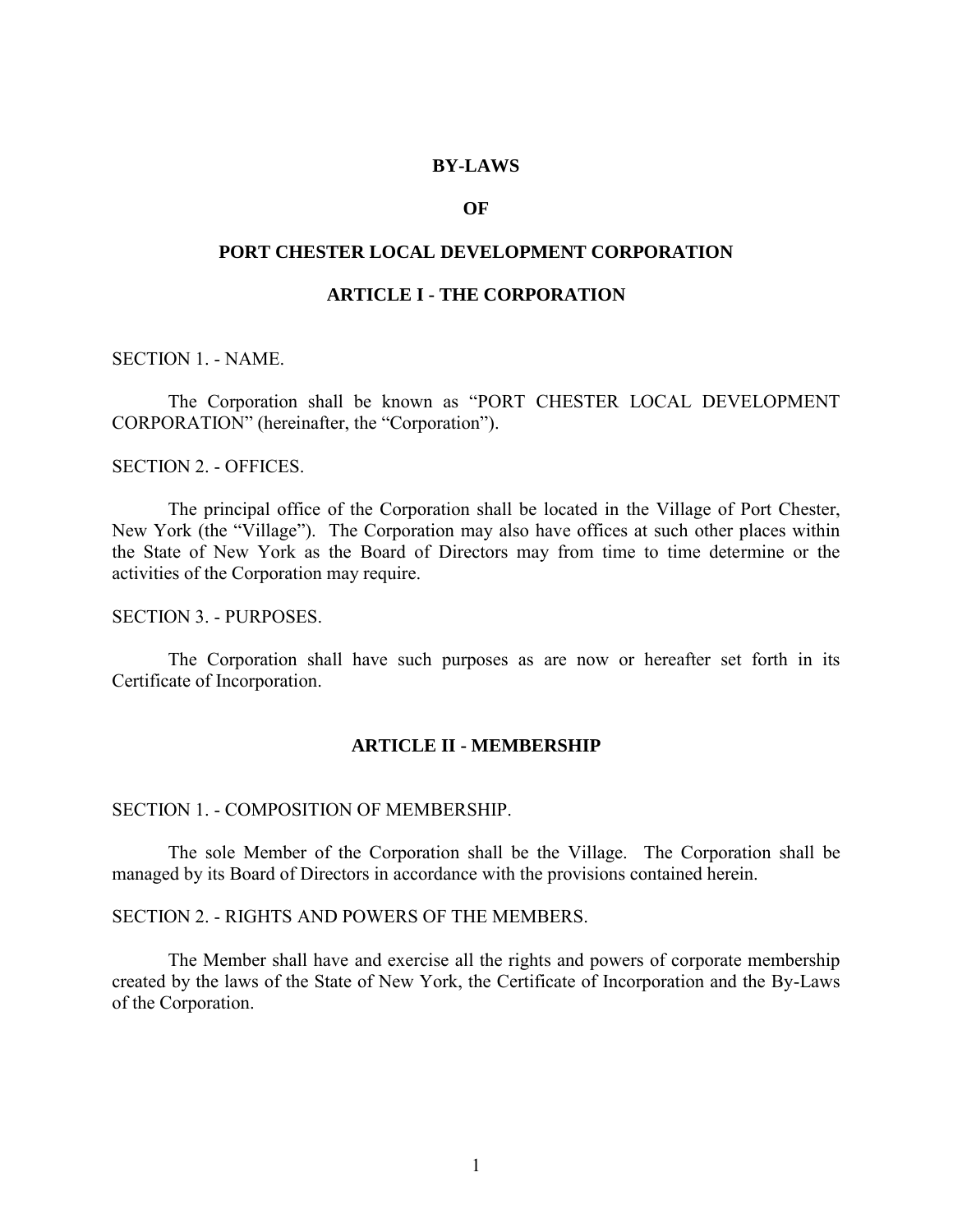# BY-LAWS

# OF

# PORT CHESTER LOCAL DEVELOPMENT CORPORATION

## ARTICLE I - THE CORPORATION

SECTION 1. - NAME.

The Corporation shall be known as "PORT CHESTER LOCAL DEVELOPMENT CORPORATION" (hereinafter, the "Corporation").

SECTION 2. - OFFICES.

The principal office of the Corporation shall be located in the Village of Port Chester, New York (the "Village"). The Corporation may also have offices at such other places within the State of New York as the Board of Directors may from time to time determine or the activities of the Corporation may require.

SECTION 3. - PURPOSES.

The Corporation shall have such purposes as are now or hereafter set forth in its Certificate of Incorporation.

## ARTICLE II - MEMBERSHIP

SECTION 1. - COMPOSITION OF MEMBERSHIP.

The sole Member of the Corporation shall be the Village. The Corporation shall be managed by its Board of Directors in accordance with the provisions contained herein.

SECTION 2. - RIGHTS AND POWERS OF THE MEMBERS.

The Member shall have and exercise all the rights and powers of corporate membership created by the laws of the State of New York, the Certificate of Incorporation and the By-Laws of the Corporation.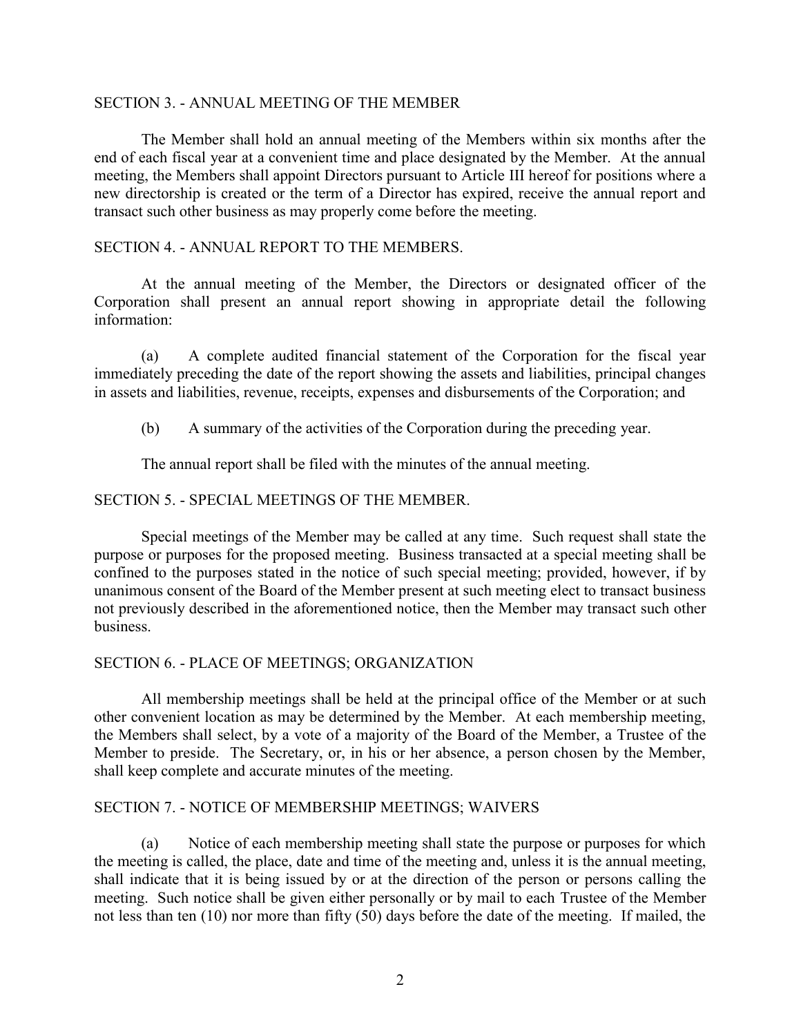SECTION 3. - ANNUAL MEETING OF THE MEMBER

The Member shall hold an annual meeting of the Members within six months after the end of each fiscal year at a convenient time and place designated by the Member. At the annual meeting, the Members shall appoint Directors pursuant to Article III hereof for positions where a new directorship is created or the term of a Director has expired, receive the annual report and transact such other business as may properly come before the meeting.

SECTION 4. - ANNUAL REPORT TO THE MEMBERS.

At the annual meeting of the Member, the Directors or designated officer of the Corporation shall present an annual report showing in appropriate detail the following information:

(a) A complete audited financial statement of the Corporation for the fiscal year immediately preceding the date of the report showing the assets and liabilities, principal changes in assets and liabilities, revenue, receipts, expenses and disbursements of the Corporation; and

(b) A summary of the activities of the Corporation during the preceding year.

The annual report shall be filed with the minutes of the annual meeting.

SECTION 5. - SPECIAL MEETINGS OF THE MEMBER.

Special meetings of the Member may be called at any time. Such request shall state the purpose or purposes for the proposed meeting. Business transacted at a special meeting shall be confined to the purposes stated in the notice of such special meeting; provided, however, if by unanimous consent of the Board of the Member present at such meeting elect to transact business not previously described in the aforementioned notice, then the Member may transact such other business.

SECTION 6. - PLACE OF MEETINGS; ORGANIZATION

All membership meetings shall be held at the principal office of the Member or at such other convenient location as may be determined by the Member. At each membership meeting, the Members shall select, by a vote of a majority of the Board of the Member, a Trustee of the Member to preside. The Secretary, or, in his or her absence, a person chosen by the Member, shall keep complete and accurate minutes of the meeting.

SECTION 7. - NOTICE OF MEMBERSHIP MEETINGS; WAIVERS

(a) Notice of each membership meeting shall state the purpose or purposes for which the meeting is called, the place, date and time of the meeting and, unless it is the annual meeting, shall indicate that it is being issued by or at the direction of the person or persons calling the meeting. Such notice shall be given either personally or by mail to each Trustee of the Member not less than ten (10) nor more than fifty (50) days before the date of the meeting. If mailed, the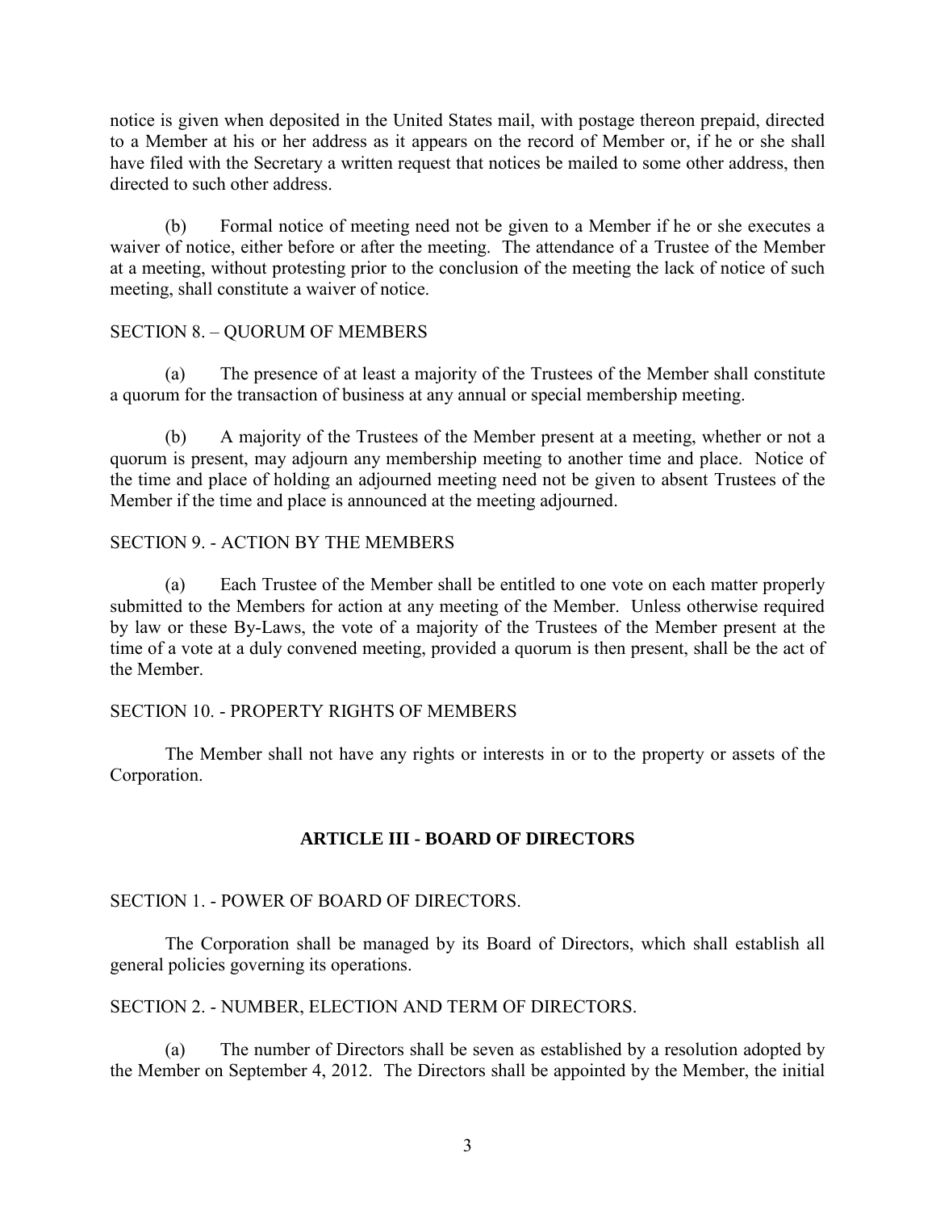notice is given when deposited in the United States mail, with postage thereon prepaid, directed to a Member at his or her address as it appears on the record of Member or, if he or she shall have filed with the Secretary a written request that notices be mailed to some other address, then directed to such other address.

(b) Formal notice of meeting need not be given to a Member if he or she executes a waiver of notice, either before or after the meeting. The attendance of a Trustee of the Member at a meeting, without protesting prior to the conclusion of the meeting the lack of notice of such meeting, shall constitute a waiver of notice.

SECTION 8. – QUORUM OF MEMBERS

(a) The presence of at least a majority of the Trustees of the Member shall constitute a quorum for the transaction of business at any annual or special membership meeting.

(b) A majority of the Trustees of the Member present at a meeting, whether or not a quorum is present, may adjourn any membership meeting to another time and place. Notice of the time and place of holding an adjourned meeting need not be given to absent Trustees of the Member if the time and place is announced at the meeting adjourned.

SECTION 9. - ACTION BY THE MEMBERS

(a) Each Trustee of the Member shall be entitled to one vote on each matter properly submitted to the Members for action at any meeting of the Member. Unless otherwise required by law or these By-Laws, the vote of a majority of the Trustees of the Member present at the time of a vote at a duly convened meeting, provided a quorum is then present, shall be the act of the Member.

SECTION 10. - PROPERTY RIGHTS OF MEMBERS

The Member shall not have any rights or interests in or to the property or assets of the Corporation.

## ARTICLE III - BOARD OF DIRECTORS

SECTION 1. - POWER OF BOARD OF DIRECTORS.

The Corporation shall be managed by its Board of Directors, which shall establish all general policies governing its operations.

SECTION 2. - NUMBER, ELECTION AND TERM OF DIRECTORS.

(a) The number of Directors shall be seven as established by a resolution adopted by the Member on September 4, 2012. The Directors shall be appointed by the Member, the initial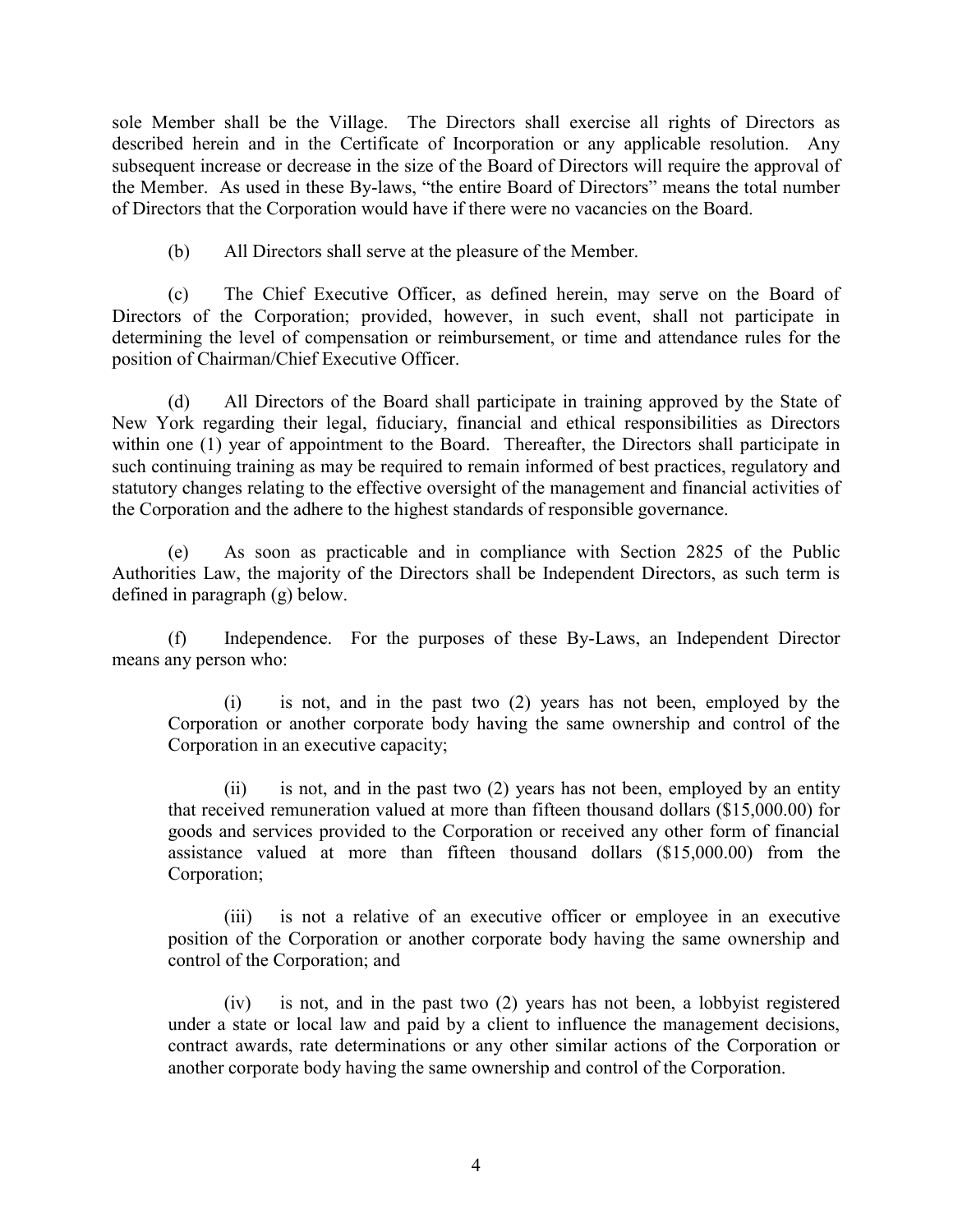sole Member shall be the Village. The Directors shall exercise all rights of Directors as described herein and in the Certificate of Incorporation or any applicable resolution. Any subsequent increase or decrease in the size of the Board of Directors will require the approval of the Member. As used in these By-laws, "the entire Board of Directors" means the total number of Directors that the Corporation would have if there were no vacancies on the Board.

(b) All Directors shall serve at the pleasure of the Member.

(c) The Chief Executive Officer, as defined herein, may serve on the Board of Directors of the Corporation; provided, however, in such event, shall not participate in determining the level of compensation or reimbursement, or time and attendance rules for the position of Chairman/Chief Executive Officer.

(d) All Directors of the Board shall participate in training approved by the State of New York regarding their legal, fiduciary, financial and ethical responsibilities as Directors within one (1) year of appointment to the Board. Thereafter, the Directors shall participate in such continuing training as may be required to remain informed of best practices, regulatory and statutory changes relating to the effective oversight of the management and financial activities of the Corporation and the adhere to the highest standards of responsible governance.

(e) As soon as practicable and in compliance with Section 2825 of the Public Authorities Law, the majority of the Directors shall be Independent Directors, as such term is defined in paragraph (g) below.

(f) Independence. For the purposes of these By-Laws, an Independent Director means any person who:

> (i) is not, and in the past two (2) years has not been, employed by the Corporation or another corporate body having the same ownership and control of the Corporation in an executive capacity;
>
> (ii) is not, and in the past two (2) years has not been, employed by an entity that received remuneration valued at more than fifteen thousand dollars ($15,000.00) for goods and services provided to the Corporation or received any other form of financial assistance valued at more than fifteen thousand dollars ($15,000.00) from the Corporation;
>
> (iii) is not a relative of an executive officer or employee in an executive position of the Corporation or another corporate body having the same ownership and control of the Corporation; and
>
> (iv) is not, and in the past two (2) years has not been, a lobbyist registered under a state or local law and paid by a client to influence the management decisions, contract awards, rate determinations or any other similar actions of the Corporation or another corporate body having the same ownership and control of the Corporation.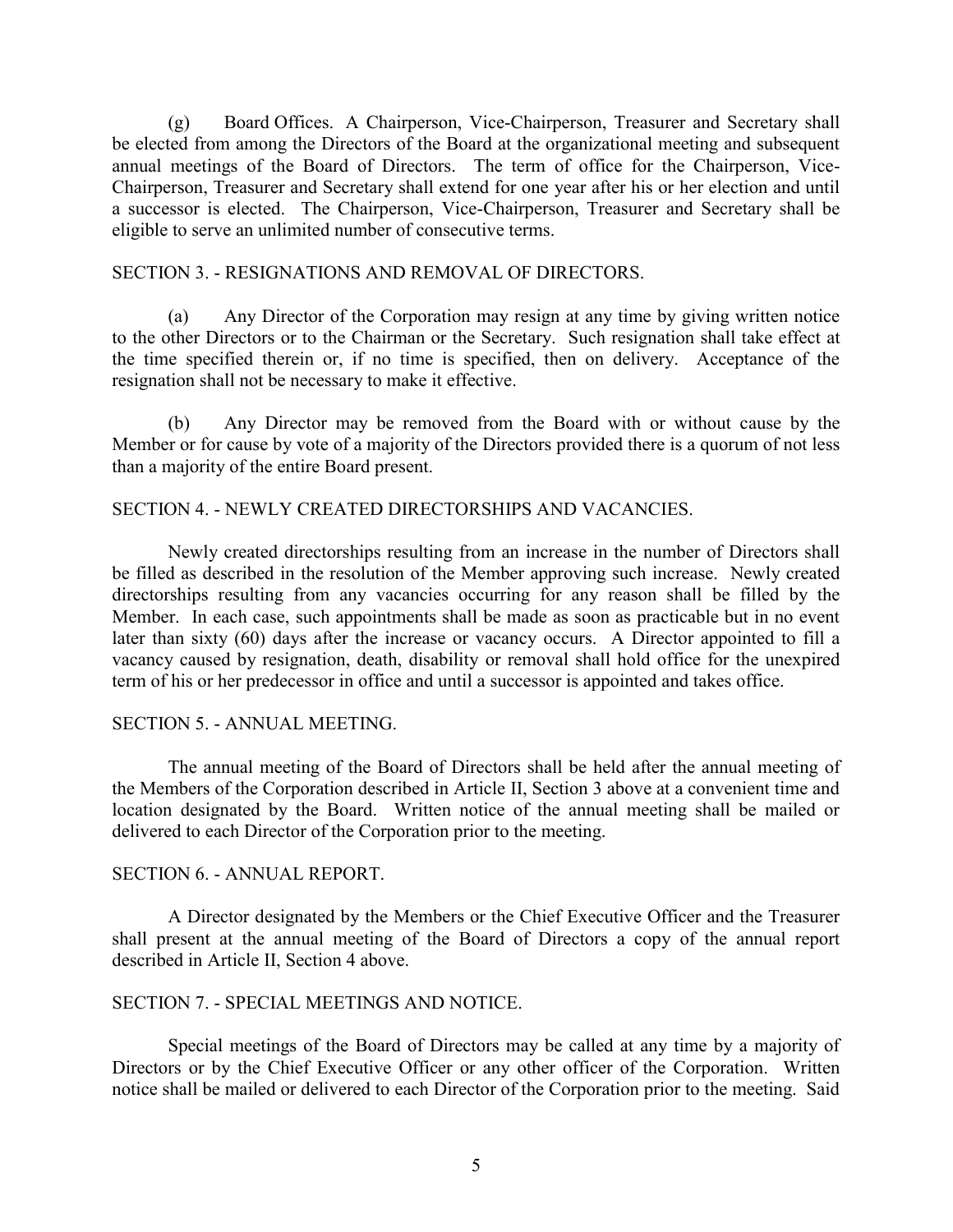(g) Board Offices. A Chairperson, Vice-Chairperson, Treasurer and Secretary shall be elected from among the Directors of the Board at the organizational meeting and subsequent annual meetings of the Board of Directors. The term of office for the Chairperson, Vice-Chairperson, Treasurer and Secretary shall extend for one year after his or her election and until a successor is elected. The Chairperson, Vice-Chairperson, Treasurer and Secretary shall be eligible to serve an unlimited number of consecutive terms.

SECTION 3. - RESIGNATIONS AND REMOVAL OF DIRECTORS.

(a) Any Director of the Corporation may resign at any time by giving written notice to the other Directors or to the Chairman or the Secretary. Such resignation shall take effect at the time specified therein or, if no time is specified, then on delivery. Acceptance of the resignation shall not be necessary to make it effective.

(b) Any Director may be removed from the Board with or without cause by the Member or for cause by vote of a majority of the Directors provided there is a quorum of not less than a majority of the entire Board present.

SECTION 4. - NEWLY CREATED DIRECTORSHIPS AND VACANCIES.

Newly created directorships resulting from an increase in the number of Directors shall be filled as described in the resolution of the Member approving such increase. Newly created directorships resulting from any vacancies occurring for any reason shall be filled by the Member. In each case, such appointments shall be made as soon as practicable but in no event later than sixty (60) days after the increase or vacancy occurs. A Director appointed to fill a vacancy caused by resignation, death, disability or removal shall hold office for the unexpired term of his or her predecessor in office and until a successor is appointed and takes office.

SECTION 5. - ANNUAL MEETING.

The annual meeting of the Board of Directors shall be held after the annual meeting of the Members of the Corporation described in Article II, Section 3 above at a convenient time and location designated by the Board. Written notice of the annual meeting shall be mailed or delivered to each Director of the Corporation prior to the meeting.

SECTION 6. - ANNUAL REPORT.

A Director designated by the Members or the Chief Executive Officer and the Treasurer shall present at the annual meeting of the Board of Directors a copy of the annual report described in Article II, Section 4 above.

SECTION 7. - SPECIAL MEETINGS AND NOTICE.

Special meetings of the Board of Directors may be called at any time by a majority of Directors or by the Chief Executive Officer or any other officer of the Corporation. Written notice shall be mailed or delivered to each Director of the Corporation prior to the meeting. Said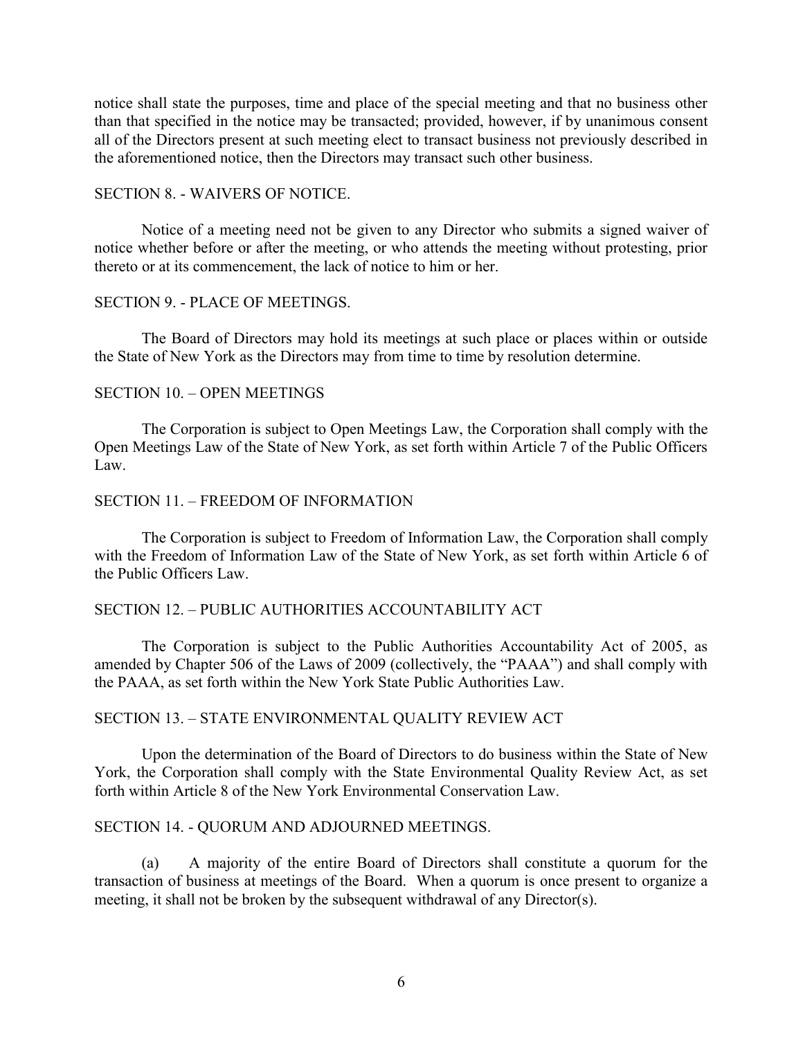notice shall state the purposes, time and place of the special meeting and that no business other than that specified in the notice may be transacted; provided, however, if by unanimous consent all of the Directors present at such meeting elect to transact business not previously described in the aforementioned notice, then the Directors may transact such other business.

SECTION 8. - WAIVERS OF NOTICE.

Notice of a meeting need not be given to any Director who submits a signed waiver of notice whether before or after the meeting, or who attends the meeting without protesting, prior thereto or at its commencement, the lack of notice to him or her.

SECTION 9. - PLACE OF MEETINGS.

The Board of Directors may hold its meetings at such place or places within or outside the State of New York as the Directors may from time to time by resolution determine.

SECTION 10. – OPEN MEETINGS

The Corporation is subject to Open Meetings Law, the Corporation shall comply with the Open Meetings Law of the State of New York, as set forth within Article 7 of the Public Officers Law.

SECTION 11. – FREEDOM OF INFORMATION

The Corporation is subject to Freedom of Information Law, the Corporation shall comply with the Freedom of Information Law of the State of New York, as set forth within Article 6 of the Public Officers Law.

SECTION 12. – PUBLIC AUTHORITIES ACCOUNTABILITY ACT

The Corporation is subject to the Public Authorities Accountability Act of 2005, as amended by Chapter 506 of the Laws of 2009 (collectively, the "PAAA") and shall comply with the PAAA, as set forth within the New York State Public Authorities Law.

SECTION 13. – STATE ENVIRONMENTAL QUALITY REVIEW ACT

Upon the determination of the Board of Directors to do business within the State of New York, the Corporation shall comply with the State Environmental Quality Review Act, as set forth within Article 8 of the New York Environmental Conservation Law.

SECTION 14. - QUORUM AND ADJOURNED MEETINGS.

(a) A majority of the entire Board of Directors shall constitute a quorum for the transaction of business at meetings of the Board. When a quorum is once present to organize a meeting, it shall not be broken by the subsequent withdrawal of any Director(s).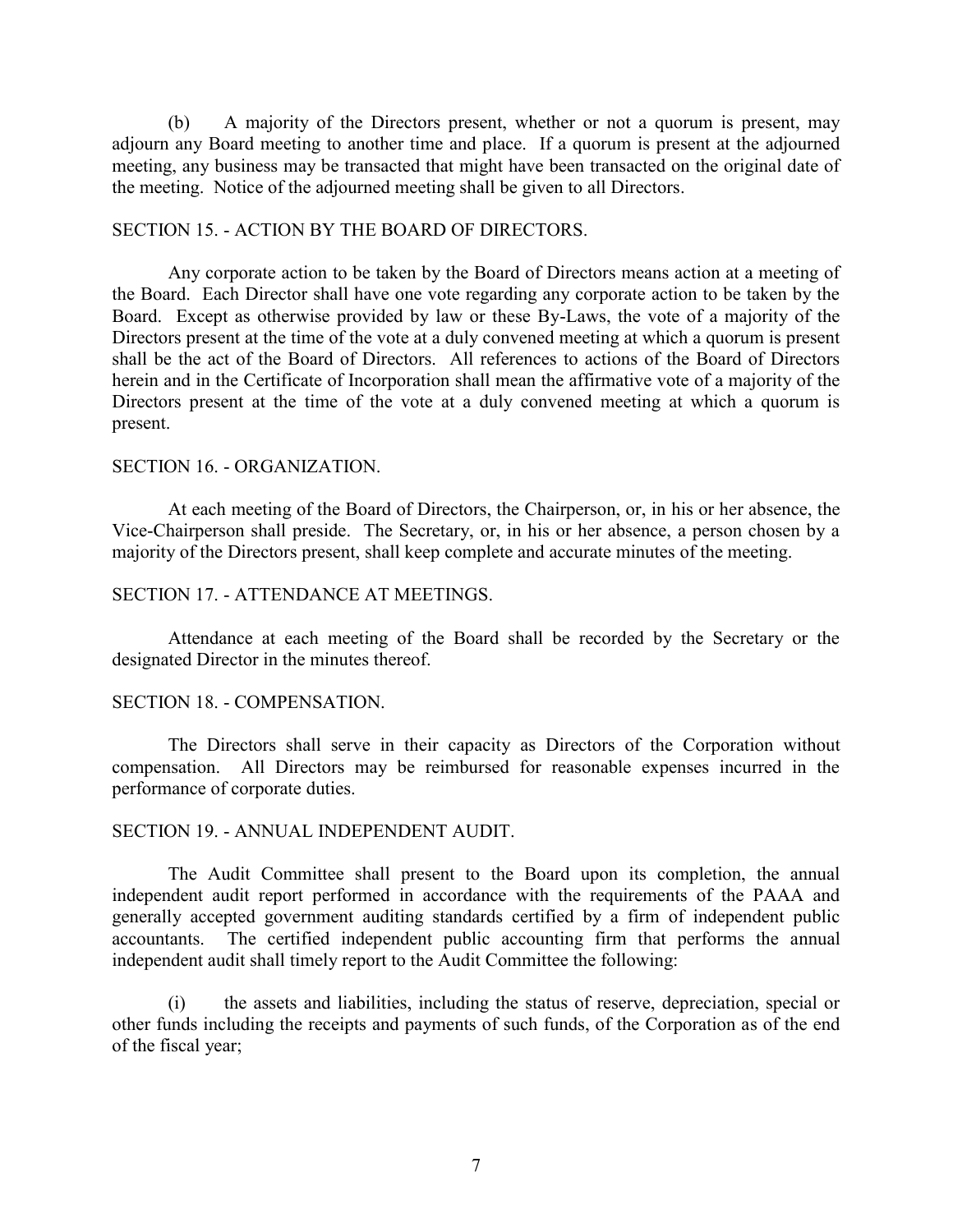(b) A majority of the Directors present, whether or not a quorum is present, may adjourn any Board meeting to another time and place. If a quorum is present at the adjourned meeting, any business may be transacted that might have been transacted on the original date of the meeting. Notice of the adjourned meeting shall be given to all Directors.

SECTION 15. - ACTION BY THE BOARD OF DIRECTORS.

Any corporate action to be taken by the Board of Directors means action at a meeting of the Board. Each Director shall have one vote regarding any corporate action to be taken by the Board. Except as otherwise provided by law or these By-Laws, the vote of a majority of the Directors present at the time of the vote at a duly convened meeting at which a quorum is present shall be the act of the Board of Directors. All references to actions of the Board of Directors herein and in the Certificate of Incorporation shall mean the affirmative vote of a majority of the Directors present at the time of the vote at a duly convened meeting at which a quorum is present.

SECTION 16. - ORGANIZATION.

At each meeting of the Board of Directors, the Chairperson, or, in his or her absence, the Vice-Chairperson shall preside. The Secretary, or, in his or her absence, a person chosen by a majority of the Directors present, shall keep complete and accurate minutes of the meeting.

SECTION 17. - ATTENDANCE AT MEETINGS.

Attendance at each meeting of the Board shall be recorded by the Secretary or the designated Director in the minutes thereof.

SECTION 18. - COMPENSATION.

The Directors shall serve in their capacity as Directors of the Corporation without compensation. All Directors may be reimbursed for reasonable expenses incurred in the performance of corporate duties.

SECTION 19. - ANNUAL INDEPENDENT AUDIT.

The Audit Committee shall present to the Board upon its completion, the annual independent audit report performed in accordance with the requirements of the PAAA and generally accepted government auditing standards certified by a firm of independent public accountants. The certified independent public accounting firm that performs the annual independent audit shall timely report to the Audit Committee the following:

(i) the assets and liabilities, including the status of reserve, depreciation, special or other funds including the receipts and payments of such funds, of the Corporation as of the end of the fiscal year;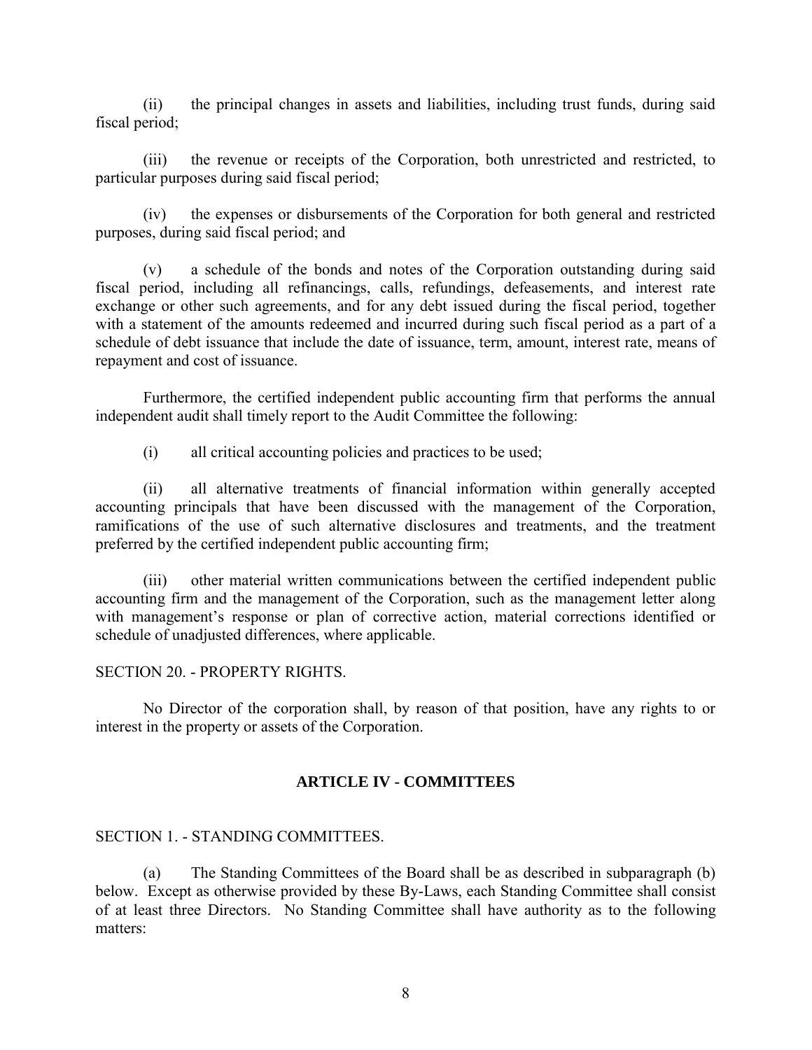(ii) the principal changes in assets and liabilities, including trust funds, during said fiscal period;

(iii) the revenue or receipts of the Corporation, both unrestricted and restricted, to particular purposes during said fiscal period;

(iv) the expenses or disbursements of the Corporation for both general and restricted purposes, during said fiscal period; and

(v) a schedule of the bonds and notes of the Corporation outstanding during said fiscal period, including all refinancings, calls, refundings, defeasements, and interest rate exchange or other such agreements, and for any debt issued during the fiscal period, together with a statement of the amounts redeemed and incurred during such fiscal period as a part of a schedule of debt issuance that include the date of issuance, term, amount, interest rate, means of repayment and cost of issuance.

Furthermore, the certified independent public accounting firm that performs the annual independent audit shall timely report to the Audit Committee the following:

(i) all critical accounting policies and practices to be used;

(ii) all alternative treatments of financial information within generally accepted accounting principals that have been discussed with the management of the Corporation, ramifications of the use of such alternative disclosures and treatments, and the treatment preferred by the certified independent public accounting firm;

(iii) other material written communications between the certified independent public accounting firm and the management of the Corporation, such as the management letter along with management's response or plan of corrective action, material corrections identified or schedule of unadjusted differences, where applicable.

SECTION 20. - PROPERTY RIGHTS.

No Director of the corporation shall, by reason of that position, have any rights to or interest in the property or assets of the Corporation.

## ARTICLE IV - COMMITTEES

SECTION 1. - STANDING COMMITTEES.

(a) The Standing Committees of the Board shall be as described in subparagraph (b) below. Except as otherwise provided by these By-Laws, each Standing Committee shall consist of at least three Directors. No Standing Committee shall have authority as to the following matters: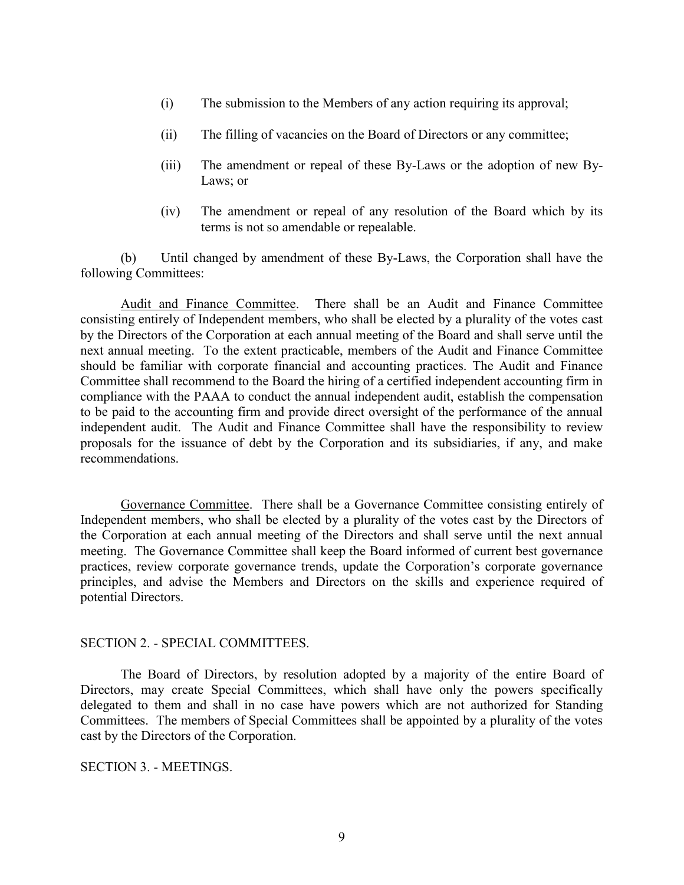(i) The submission to the Members of any action requiring its approval;

(ii) The filling of vacancies on the Board of Directors or any committee;

(iii) The amendment or repeal of these By-Laws or the adoption of new By-Laws; or

(iv) The amendment or repeal of any resolution of the Board which by its terms is not so amendable or repealable.

(b) Until changed by amendment of these By-Laws, the Corporation shall have the following Committees:

Audit and Finance Committee. There shall be an Audit and Finance Committee consisting entirely of Independent members, who shall be elected by a plurality of the votes cast by the Directors of the Corporation at each annual meeting of the Board and shall serve until the next annual meeting. To the extent practicable, members of the Audit and Finance Committee should be familiar with corporate financial and accounting practices. The Audit and Finance Committee shall recommend to the Board the hiring of a certified independent accounting firm in compliance with the PAAA to conduct the annual independent audit, establish the compensation to be paid to the accounting firm and provide direct oversight of the performance of the annual independent audit. The Audit and Finance Committee shall have the responsibility to review proposals for the issuance of debt by the Corporation and its subsidiaries, if any, and make recommendations.

Governance Committee. There shall be a Governance Committee consisting entirely of Independent members, who shall be elected by a plurality of the votes cast by the Directors of the Corporation at each annual meeting of the Directors and shall serve until the next annual meeting. The Governance Committee shall keep the Board informed of current best governance practices, review corporate governance trends, update the Corporation's corporate governance principles, and advise the Members and Directors on the skills and experience required of potential Directors.

SECTION 2. - SPECIAL COMMITTEES.

The Board of Directors, by resolution adopted by a majority of the entire Board of Directors, may create Special Committees, which shall have only the powers specifically delegated to them and shall in no case have powers which are not authorized for Standing Committees. The members of Special Committees shall be appointed by a plurality of the votes cast by the Directors of the Corporation.

SECTION 3. - MEETINGS.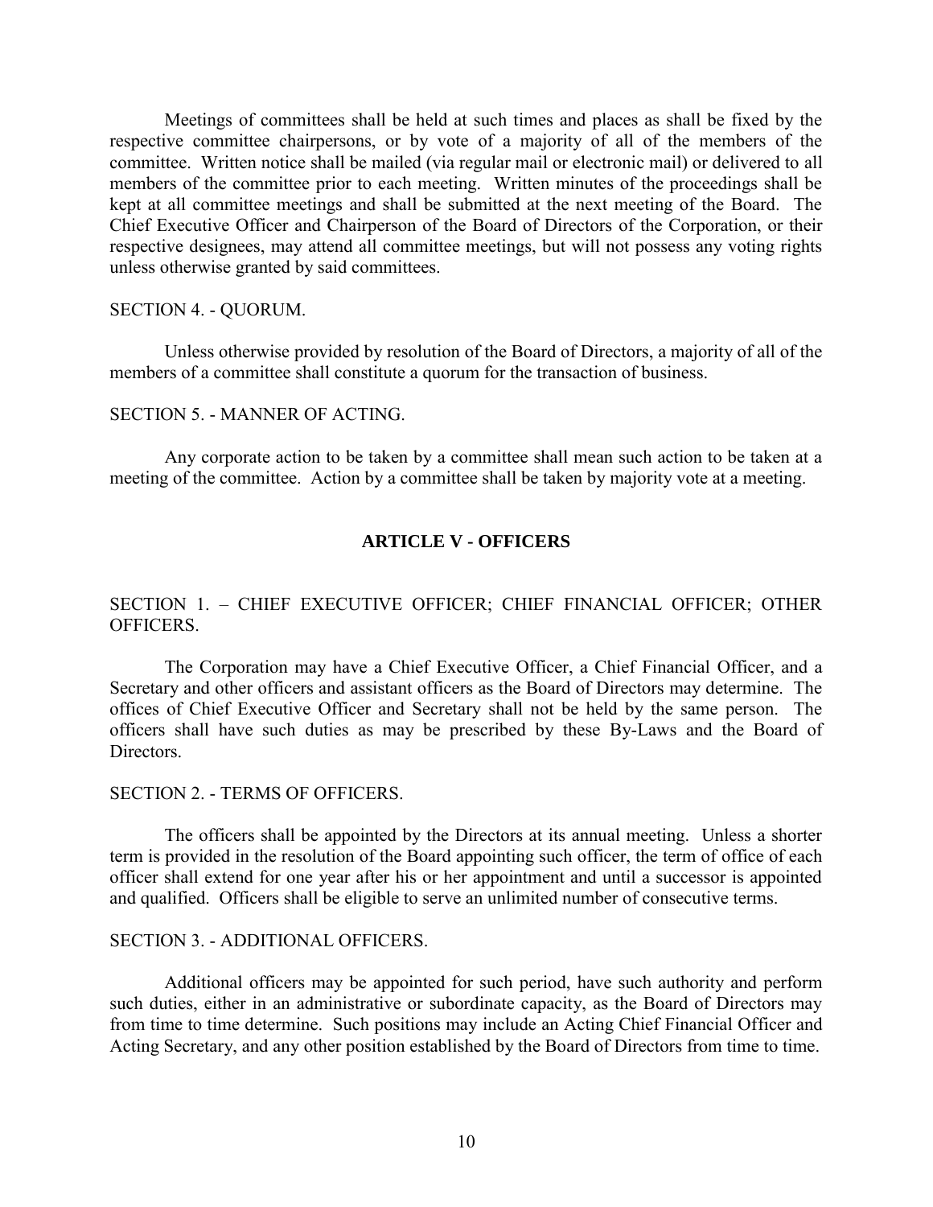Meetings of committees shall be held at such times and places as shall be fixed by the respective committee chairpersons, or by vote of a majority of all of the members of the committee. Written notice shall be mailed (via regular mail or electronic mail) or delivered to all members of the committee prior to each meeting. Written minutes of the proceedings shall be kept at all committee meetings and shall be submitted at the next meeting of the Board. The Chief Executive Officer and Chairperson of the Board of Directors of the Corporation, or their respective designees, may attend all committee meetings, but will not possess any voting rights unless otherwise granted by said committees.

SECTION 4. - QUORUM.

Unless otherwise provided by resolution of the Board of Directors, a majority of all of the members of a committee shall constitute a quorum for the transaction of business.

SECTION 5. - MANNER OF ACTING.

Any corporate action to be taken by a committee shall mean such action to be taken at a meeting of the committee. Action by a committee shall be taken by majority vote at a meeting.

## ARTICLE V - OFFICERS

SECTION 1. – CHIEF EXECUTIVE OFFICER; CHIEF FINANCIAL OFFICER; OTHER OFFICERS.

The Corporation may have a Chief Executive Officer, a Chief Financial Officer, and a Secretary and other officers and assistant officers as the Board of Directors may determine. The offices of Chief Executive Officer and Secretary shall not be held by the same person. The officers shall have such duties as may be prescribed by these By-Laws and the Board of Directors.

SECTION 2. - TERMS OF OFFICERS.

The officers shall be appointed by the Directors at its annual meeting. Unless a shorter term is provided in the resolution of the Board appointing such officer, the term of office of each officer shall extend for one year after his or her appointment and until a successor is appointed and qualified. Officers shall be eligible to serve an unlimited number of consecutive terms.

SECTION 3. - ADDITIONAL OFFICERS.

Additional officers may be appointed for such period, have such authority and perform such duties, either in an administrative or subordinate capacity, as the Board of Directors may from time to time determine. Such positions may include an Acting Chief Financial Officer and Acting Secretary, and any other position established by the Board of Directors from time to time.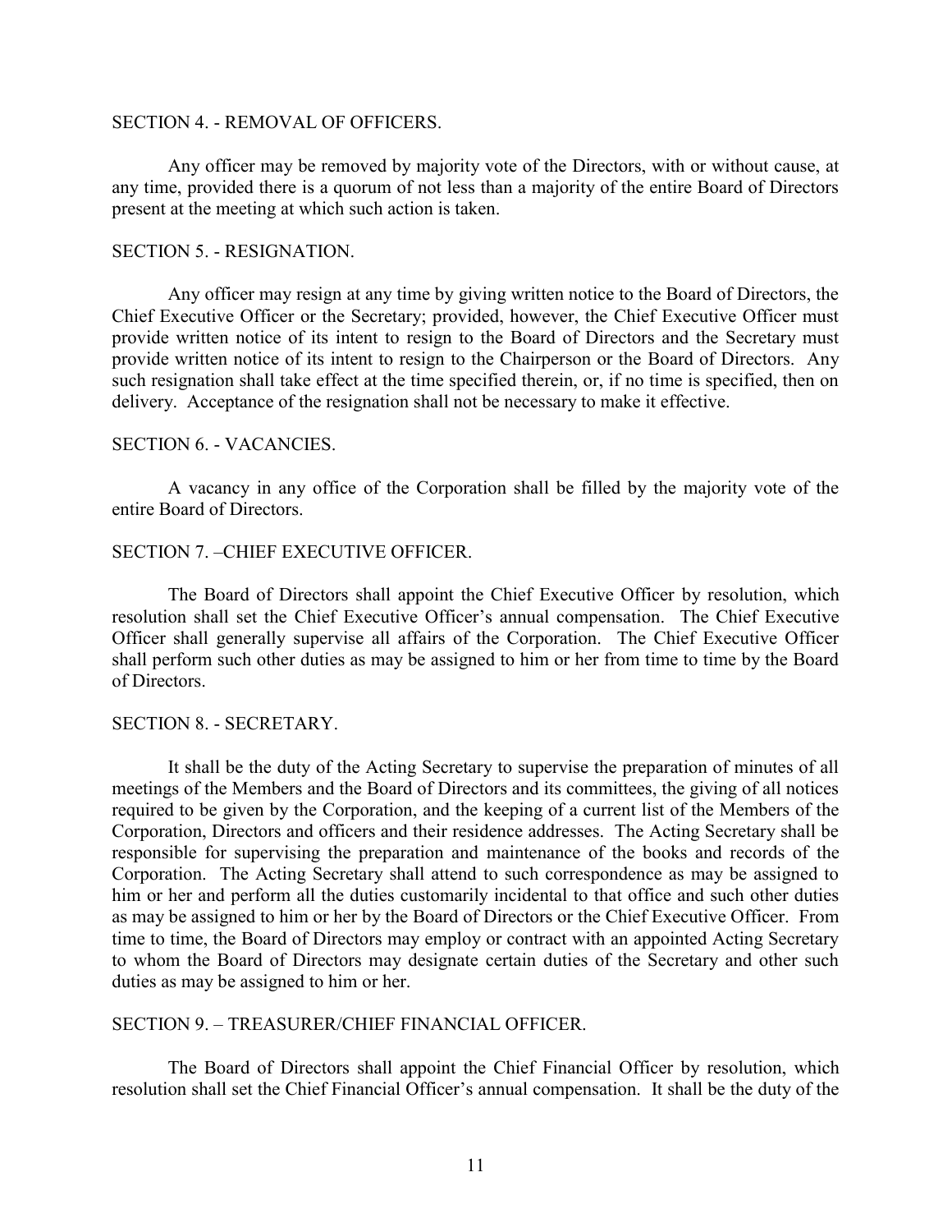SECTION 4. - REMOVAL OF OFFICERS.

Any officer may be removed by majority vote of the Directors, with or without cause, at any time, provided there is a quorum of not less than a majority of the entire Board of Directors present at the meeting at which such action is taken.

SECTION 5. - RESIGNATION.

Any officer may resign at any time by giving written notice to the Board of Directors, the Chief Executive Officer or the Secretary; provided, however, the Chief Executive Officer must provide written notice of its intent to resign to the Board of Directors and the Secretary must provide written notice of its intent to resign to the Chairperson or the Board of Directors. Any such resignation shall take effect at the time specified therein, or, if no time is specified, then on delivery. Acceptance of the resignation shall not be necessary to make it effective.

SECTION 6. - VACANCIES.

A vacancy in any office of the Corporation shall be filled by the majority vote of the entire Board of Directors.

SECTION 7. –CHIEF EXECUTIVE OFFICER.

The Board of Directors shall appoint the Chief Executive Officer by resolution, which resolution shall set the Chief Executive Officer's annual compensation. The Chief Executive Officer shall generally supervise all affairs of the Corporation. The Chief Executive Officer shall perform such other duties as may be assigned to him or her from time to time by the Board of Directors.

SECTION 8. - SECRETARY.

It shall be the duty of the Acting Secretary to supervise the preparation of minutes of all meetings of the Members and the Board of Directors and its committees, the giving of all notices required to be given by the Corporation, and the keeping of a current list of the Members of the Corporation, Directors and officers and their residence addresses. The Acting Secretary shall be responsible for supervising the preparation and maintenance of the books and records of the Corporation. The Acting Secretary shall attend to such correspondence as may be assigned to him or her and perform all the duties customarily incidental to that office and such other duties as may be assigned to him or her by the Board of Directors or the Chief Executive Officer. From time to time, the Board of Directors may employ or contract with an appointed Acting Secretary to whom the Board of Directors may designate certain duties of the Secretary and other such duties as may be assigned to him or her.

SECTION 9. – TREASURER/CHIEF FINANCIAL OFFICER.

The Board of Directors shall appoint the Chief Financial Officer by resolution, which resolution shall set the Chief Financial Officer's annual compensation. It shall be the duty of the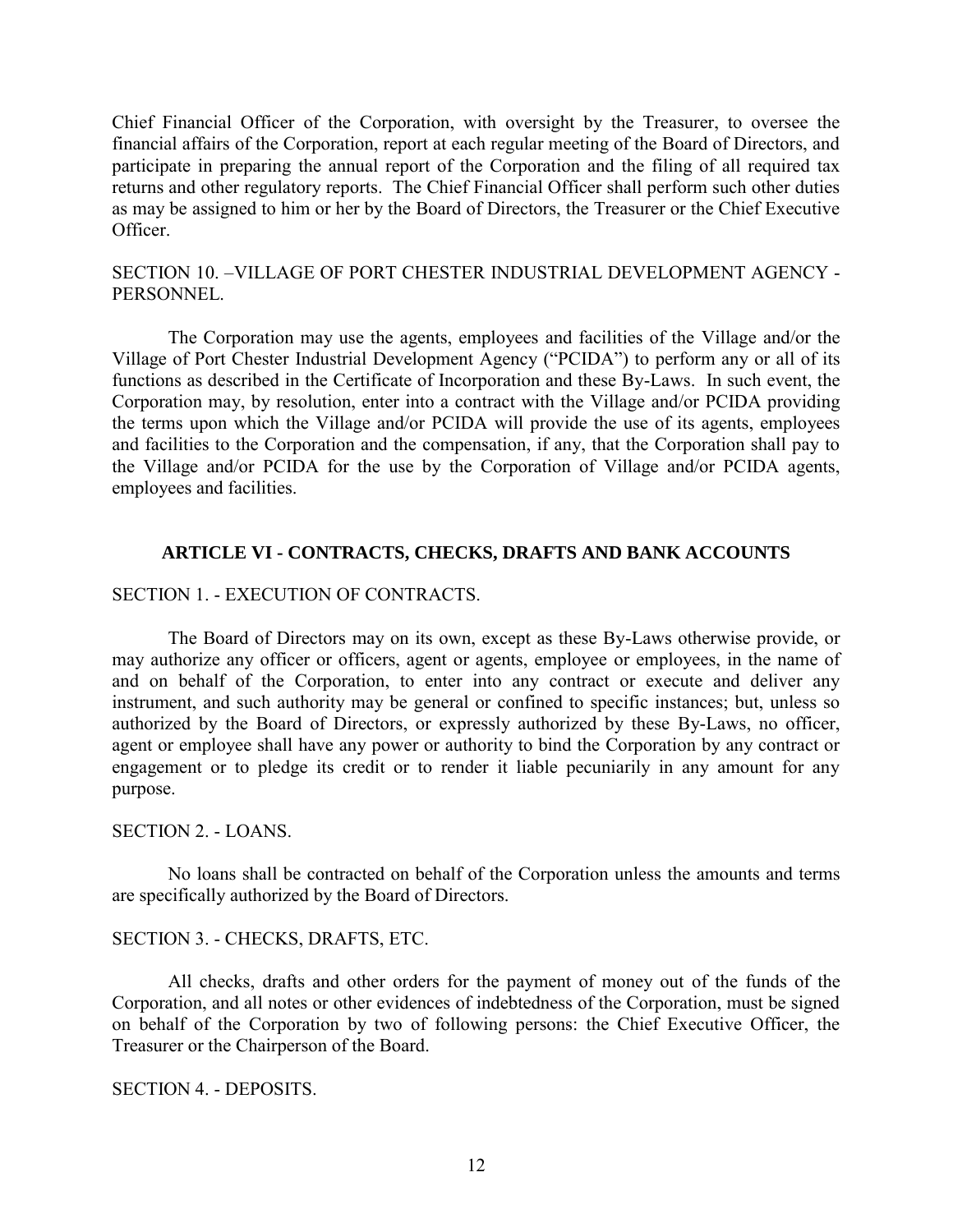Chief Financial Officer of the Corporation, with oversight by the Treasurer, to oversee the financial affairs of the Corporation, report at each regular meeting of the Board of Directors, and participate in preparing the annual report of the Corporation and the filing of all required tax returns and other regulatory reports. The Chief Financial Officer shall perform such other duties as may be assigned to him or her by the Board of Directors, the Treasurer or the Chief Executive Officer.

SECTION 10. –VILLAGE OF PORT CHESTER INDUSTRIAL DEVELOPMENT AGENCY - PERSONNEL.

The Corporation may use the agents, employees and facilities of the Village and/or the Village of Port Chester Industrial Development Agency ("PCIDA") to perform any or all of its functions as described in the Certificate of Incorporation and these By-Laws. In such event, the Corporation may, by resolution, enter into a contract with the Village and/or PCIDA providing the terms upon which the Village and/or PCIDA will provide the use of its agents, employees and facilities to the Corporation and the compensation, if any, that the Corporation shall pay to the Village and/or PCIDA for the use by the Corporation of Village and/or PCIDA agents, employees and facilities.

## ARTICLE VI - CONTRACTS, CHECKS, DRAFTS AND BANK ACCOUNTS

SECTION 1. - EXECUTION OF CONTRACTS.

The Board of Directors may on its own, except as these By-Laws otherwise provide, or may authorize any officer or officers, agent or agents, employee or employees, in the name of and on behalf of the Corporation, to enter into any contract or execute and deliver any instrument, and such authority may be general or confined to specific instances; but, unless so authorized by the Board of Directors, or expressly authorized by these By-Laws, no officer, agent or employee shall have any power or authority to bind the Corporation by any contract or engagement or to pledge its credit or to render it liable pecuniarily in any amount for any purpose.

SECTION 2. - LOANS.

No loans shall be contracted on behalf of the Corporation unless the amounts and terms are specifically authorized by the Board of Directors.

SECTION 3. - CHECKS, DRAFTS, ETC.

All checks, drafts and other orders for the payment of money out of the funds of the Corporation, and all notes or other evidences of indebtedness of the Corporation, must be signed on behalf of the Corporation by two of following persons: the Chief Executive Officer, the Treasurer or the Chairperson of the Board.

SECTION 4. - DEPOSITS.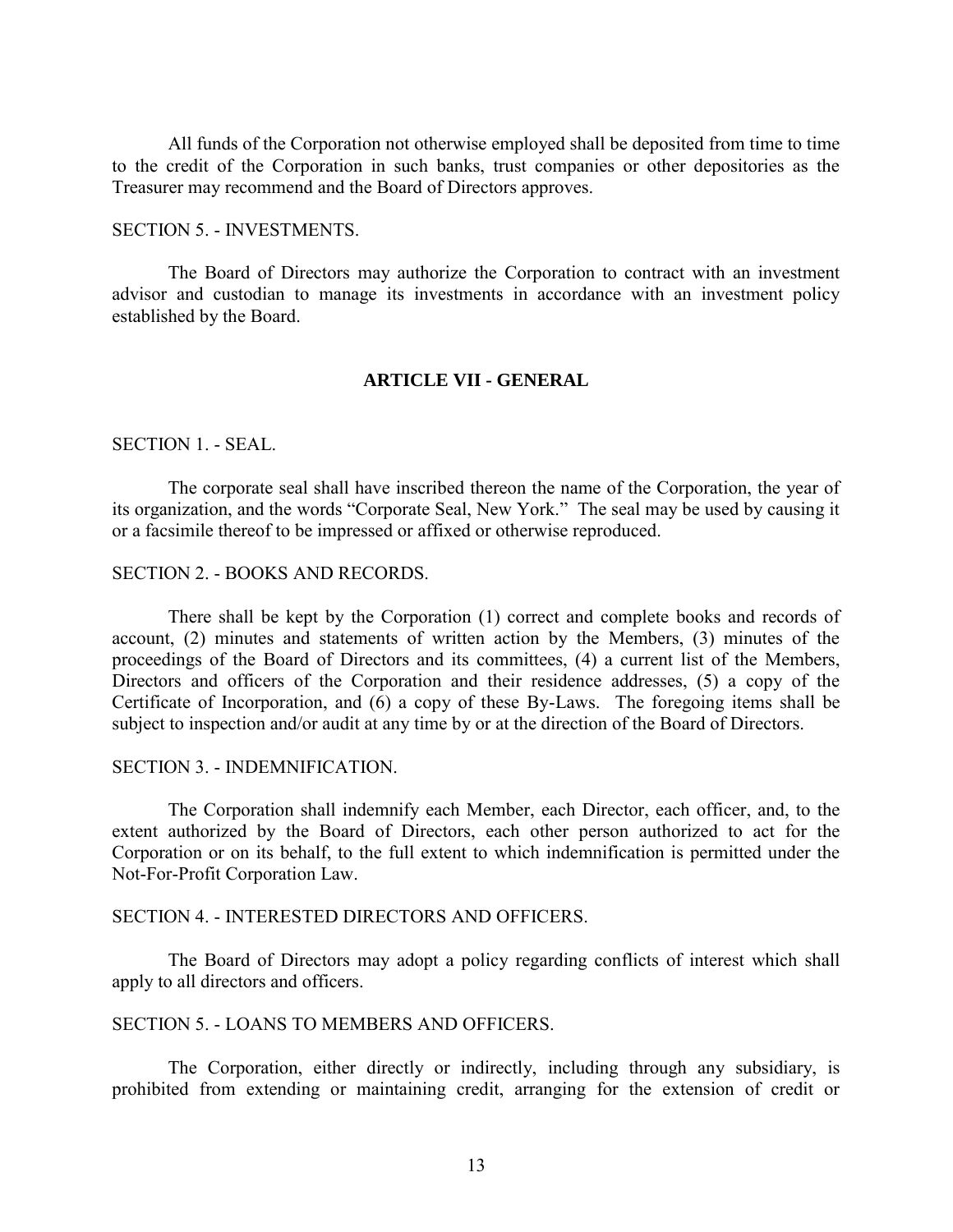All funds of the Corporation not otherwise employed shall be deposited from time to time to the credit of the Corporation in such banks, trust companies or other depositories as the Treasurer may recommend and the Board of Directors approves.

SECTION 5. - INVESTMENTS.

The Board of Directors may authorize the Corporation to contract with an investment advisor and custodian to manage its investments in accordance with an investment policy established by the Board.

## ARTICLE VII - GENERAL

SECTION 1. - SEAL.

The corporate seal shall have inscribed thereon the name of the Corporation, the year of its organization, and the words "Corporate Seal, New York." The seal may be used by causing it or a facsimile thereof to be impressed or affixed or otherwise reproduced.

SECTION 2. - BOOKS AND RECORDS.

There shall be kept by the Corporation (1) correct and complete books and records of account, (2) minutes and statements of written action by the Members, (3) minutes of the proceedings of the Board of Directors and its committees, (4) a current list of the Members, Directors and officers of the Corporation and their residence addresses, (5) a copy of the Certificate of Incorporation, and (6) a copy of these By-Laws. The foregoing items shall be subject to inspection and/or audit at any time by or at the direction of the Board of Directors.

SECTION 3. - INDEMNIFICATION.

The Corporation shall indemnify each Member, each Director, each officer, and, to the extent authorized by the Board of Directors, each other person authorized to act for the Corporation or on its behalf, to the full extent to which indemnification is permitted under the Not-For-Profit Corporation Law.

SECTION 4. - INTERESTED DIRECTORS AND OFFICERS.

The Board of Directors may adopt a policy regarding conflicts of interest which shall apply to all directors and officers.

SECTION 5. - LOANS TO MEMBERS AND OFFICERS.

The Corporation, either directly or indirectly, including through any subsidiary, is prohibited from extending or maintaining credit, arranging for the extension of credit or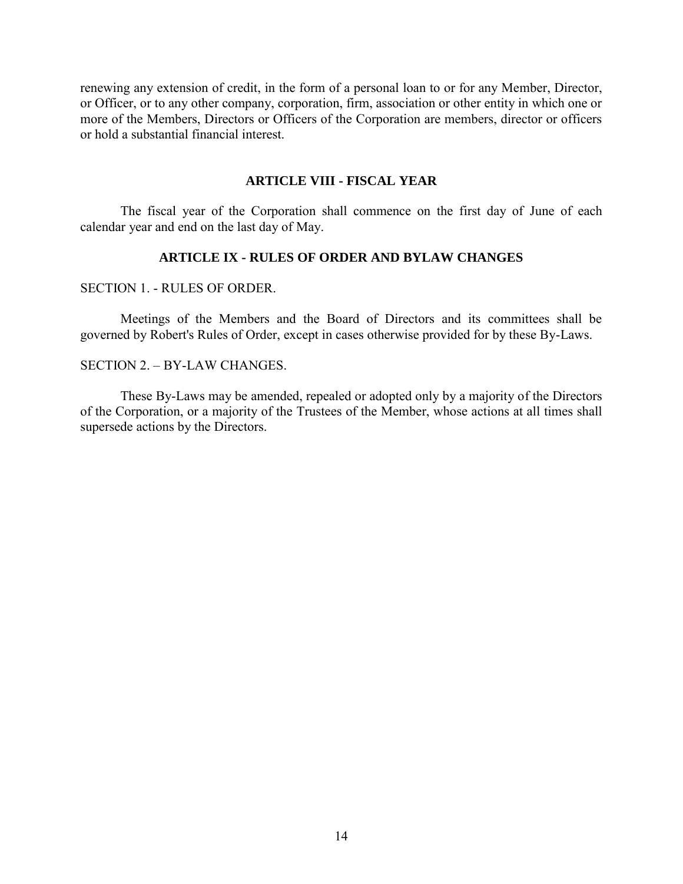renewing any extension of credit, in the form of a personal loan to or for any Member, Director, or Officer, or to any other company, corporation, firm, association or other entity in which one or more of the Members, Directors or Officers of the Corporation are members, director or officers or hold a substantial financial interest.

## ARTICLE VIII - FISCAL YEAR

The fiscal year of the Corporation shall commence on the first day of June of each calendar year and end on the last day of May.

## ARTICLE IX - RULES OF ORDER AND BYLAW CHANGES

SECTION 1. - RULES OF ORDER.

Meetings of the Members and the Board of Directors and its committees shall be governed by Robert's Rules of Order, except in cases otherwise provided for by these By-Laws.

SECTION 2. – BY-LAW CHANGES.

These By-Laws may be amended, repealed or adopted only by a majority of the Directors of the Corporation, or a majority of the Trustees of the Member, whose actions at all times shall supersede actions by the Directors.